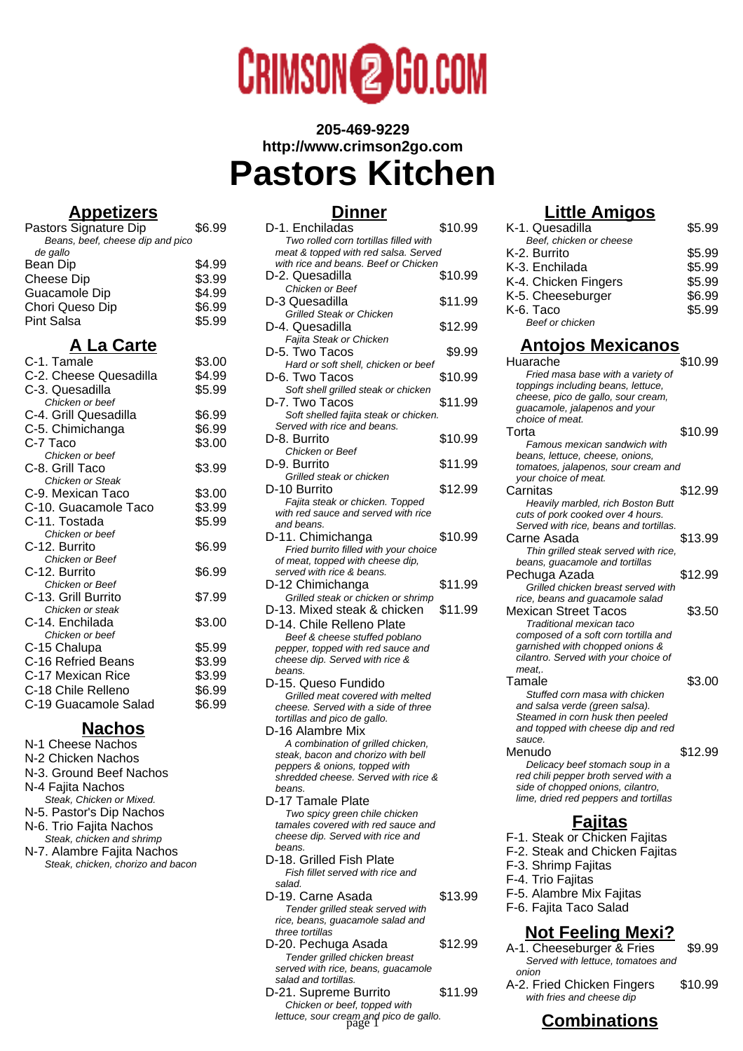CRIMSON2GO.COM

**205-469-9229**
**http://www.crimson2go.com**

# Pastors Kitchen

## Appetizers

Pastors Signature Dip $6.99
*Beans, beef, cheese dip and pico de gallo*
Bean Dip $4.99
Cheese Dip $3.99
Guacamole Dip $4.99
Chori Queso Dip $6.99
Pint Salsa $5.99

## A La Carte

C-1. Tamale $3.00
C-2. Cheese Quesadilla $4.99
C-3. Quesadilla $5.99
*Chicken or beef*
C-4. Grill Quesadilla $6.99
C-5. Chimichanga $6.99
C-7 Taco $3.00
*Chicken or beef*
C-8. Grill Taco $3.99
*Chicken or Steak*
C-9. Mexican Taco $3.00
C-10. Guacamole Taco $3.99
C-11. Tostada $5.99
*Chicken or beef*
C-12. Burrito $6.99
*Chicken or Beef*
C-12. Burrito $6.99
*Chicken or Beef*
C-13. Grill Burrito $7.99
*Chicken or steak*
C-14. Enchilada $3.00
*Chicken or beef*
C-15 Chalupa $5.99
C-16 Refried Beans $3.99
C-17 Mexican Rice $3.99
C-18 Chile Relleno $6.99
C-19 Guacamole Salad $6.99

## Nachos

N-1 Cheese Nachos
N-2 Chicken Nachos
N-3. Ground Beef Nachos
N-4 Fajita Nachos
*Steak, Chicken or Mixed.*
N-5. Pastor's Dip Nachos
N-6. Trio Fajita Nachos
*Steak, chicken and shrimp*
N-7. Alambre Fajita Nachos
*Steak, chicken, chorizo and bacon*

## Dinner

D-1. Enchiladas $10.99
*Two rolled corn tortillas filled with meat & topped with red salsa. Served with rice and beans. Beef or Chicken*
D-2. Quesadilla $10.99
*Chicken or Beef*
D-3 Quesadilla $11.99
*Grilled Steak or Chicken*
D-4. Quesadilla $12.99
*Fajita Steak or Chicken*
D-5. Two Tacos $9.99
*Hard or soft shell, chicken or beef*
D-6. Two Tacos $10.99
*Soft shell grilled steak or chicken*
D-7. Two Tacos $11.99
*Soft shelled fajita steak or chicken. Served with rice and beans.*
D-8. Burrito $10.99
*Chicken or Beef*
D-9. Burrito $11.99
*Grilled steak or chicken*
D-10 Burrito $12.99
*Fajita steak or chicken. Topped with red sauce and served with rice and beans.*
D-11. Chimichanga $10.99
*Fried burrito filled with your choice of meat, topped with cheese dip, served with rice & beans.*
D-12 Chimichanga $11.99
*Grilled steak or chicken or shrimp*
D-13. Mixed steak & chicken $11.99
D-14. Chile Relleno Plate
*Beef & cheese stuffed poblano pepper, topped with red sauce and cheese dip. Served with rice & beans.*
D-15. Queso Fundido
*Grilled meat covered with melted cheese. Served with a side of three tortillas and pico de gallo.*
D-16 Alambre Mix
*A combination of grilled chicken, steak, bacon and chorizo with bell peppers & onions, topped with shredded cheese. Served with rice & beans.*
D-17 Tamale Plate
*Two spicy green chile chicken tamales covered with red sauce and cheese dip. Served with rice and beans.*
D-18. Grilled Fish Plate
*Fish fillet served with rice and salad.*
D-19. Carne Asada $13.99
*Tender grilled steak served with rice, beans, guacamole salad and three tortillas*
D-20. Pechuga Asada $12.99
*Tender grilled chicken breast served with rice, beans, guacamole salad and tortillas.*
D-21. Supreme Burrito $11.99
*Chicken or beef, topped with lettuce, sour cream and pico de gallo.*

## Little Amigos

K-1. Quesadilla $5.99
*Beef, chicken or cheese*
K-2. Burrito $5.99
K-3. Enchilada $5.99
K-4. Chicken Fingers $5.99
K-5. Cheeseburger $6.99
K-6. Taco $5.99
*Beef or chicken*

## Antojos Mexicanos

Huarache $10.99
*Fried masa base with a variety of toppings including beans, lettuce, cheese, pico de gallo, sour cream, guacamole, jalapenos and your choice of meat.*
Torta $10.99
*Famous mexican sandwich with beans, lettuce, cheese, onions, tomatoes, jalapenos, sour cream and your choice of meat.*
Carnitas $12.99
*Heavily marbled, rich Boston Butt cuts of pork cooked over 4 hours. Served with rice, beans and tortillas.*
Carne Asada $13.99
*Thin grilled steak served with rice, beans, guacamole and tortillas*
Pechuga Azada $12.99
*Grilled chicken breast served with rice, beans and guacamole salad*
Mexican Street Tacos $3.50
*Traditional mexican taco composed of a soft corn tortilla and garnished with chopped onions & cilantro. Served with your choice of meat,.*
Tamale $3.00
*Stuffed corn masa with chicken and salsa verde (green salsa). Steamed in corn husk then peeled and topped with cheese dip and red sauce.*
Menudo $12.99
*Delicacy beef stomach soup in a red chili pepper broth served with a side of chopped onions, cilantro, lime, dried red peppers and tortillas*

## Fajitas

F-1. Steak or Chicken Fajitas
F-2. Steak and Chicken Fajitas
F-3. Shrimp Fajitas
F-4. Trio Fajitas
F-5. Alambre Mix Fajitas
F-6. Fajita Taco Salad

## Not Feeling Mexi?

A-1. Cheeseburger & Fries $9.99
*Served with lettuce, tomatoes and onion*
A-2. Fried Chicken Fingers $10.99
*with fries and cheese dip*

## Combinations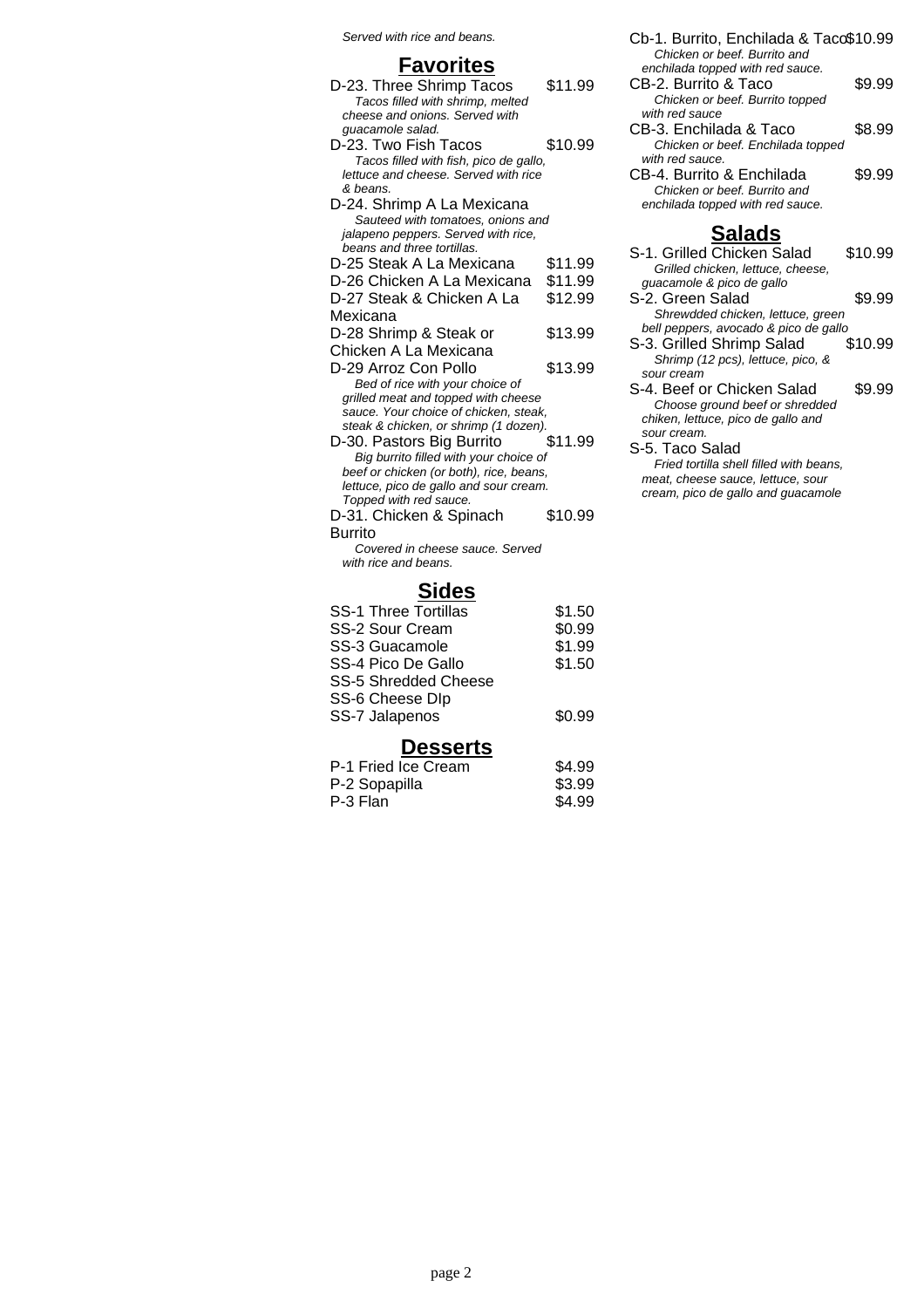*Served with rice and beans.*

## Favorites

D-23. Three Shrimp Tacos $11.99
*Tacos filled with shrimp, melted cheese and onions. Served with guacamole salad.*

D-23. Two Fish Tacos $10.99
*Tacos filled with fish, pico de gallo, lettuce and cheese. Served with rice & beans.*

D-24. Shrimp A La Mexicana
*Sauteed with tomatoes, onions and jalapeno peppers. Served with rice, beans and three tortillas.*

D-25 Steak A La Mexicana $11.99

D-26 Chicken A La Mexicana $11.99

D-27 Steak & Chicken A La Mexicana $12.99

D-28 Shrimp & Steak or Chicken A La Mexicana $13.99

D-29 Arroz Con Pollo $13.99
*Bed of rice with your choice of grilled meat and topped with cheese sauce. Your choice of chicken, steak, steak & chicken, or shrimp (1 dozen).*

D-30. Pastors Big Burrito $11.99
*Big burrito filled with your choice of beef or chicken (or both), rice, beans, lettuce, pico de gallo and sour cream. Topped with red sauce.*

D-31. Chicken & Spinach Burrito $10.99
*Covered in cheese sauce. Served with rice and beans.*

## Sides

| | |
|---|---|
| SS-1 Three Tortillas | $1.50 |
| SS-2 Sour Cream | $0.99 |
| SS-3 Guacamole | $1.99 |
| SS-4 Pico De Gallo | $1.50 |
| SS-5 Shredded Cheese | |
| SS-6 Cheese DIp | |
| SS-7 Jalapenos | $0.99 |

## Desserts

| | |
|---|---|
| P-1 Fried Ice Cream | $4.99 |
| P-2 Sopapilla | $3.99 |
| P-3 Flan | $4.99 |

Cb-1. Burrito, Enchilada & Taco $10.99
*Chicken or beef. Burrito and enchilada topped with red sauce.*

CB-2. Burrito & Taco $9.99
*Chicken or beef. Burrito topped with red sauce*

CB-3. Enchilada & Taco $8.99
*Chicken or beef. Enchilada topped with red sauce.*

CB-4. Burrito & Enchilada $9.99
*Chicken or beef. Burrito and enchilada topped with red sauce.*

## Salads

S-1. Grilled Chicken Salad $10.99
*Grilled chicken, lettuce, cheese, guacamole & pico de gallo*

S-2. Green Salad $9.99
*Shrewdded chicken, lettuce, green bell peppers, avocado & pico de gallo*

S-3. Grilled Shrimp Salad $10.99
*Shrimp (12 pcs), lettuce, pico, & sour cream*

S-4. Beef or Chicken Salad $9.99
*Choose ground beef or shredded chiken, lettuce, pico de gallo and sour cream.*

S-5. Taco Salad
*Fried tortilla shell filled with beans, meat, cheese sauce, lettuce, sour cream, pico de gallo and guacamole*